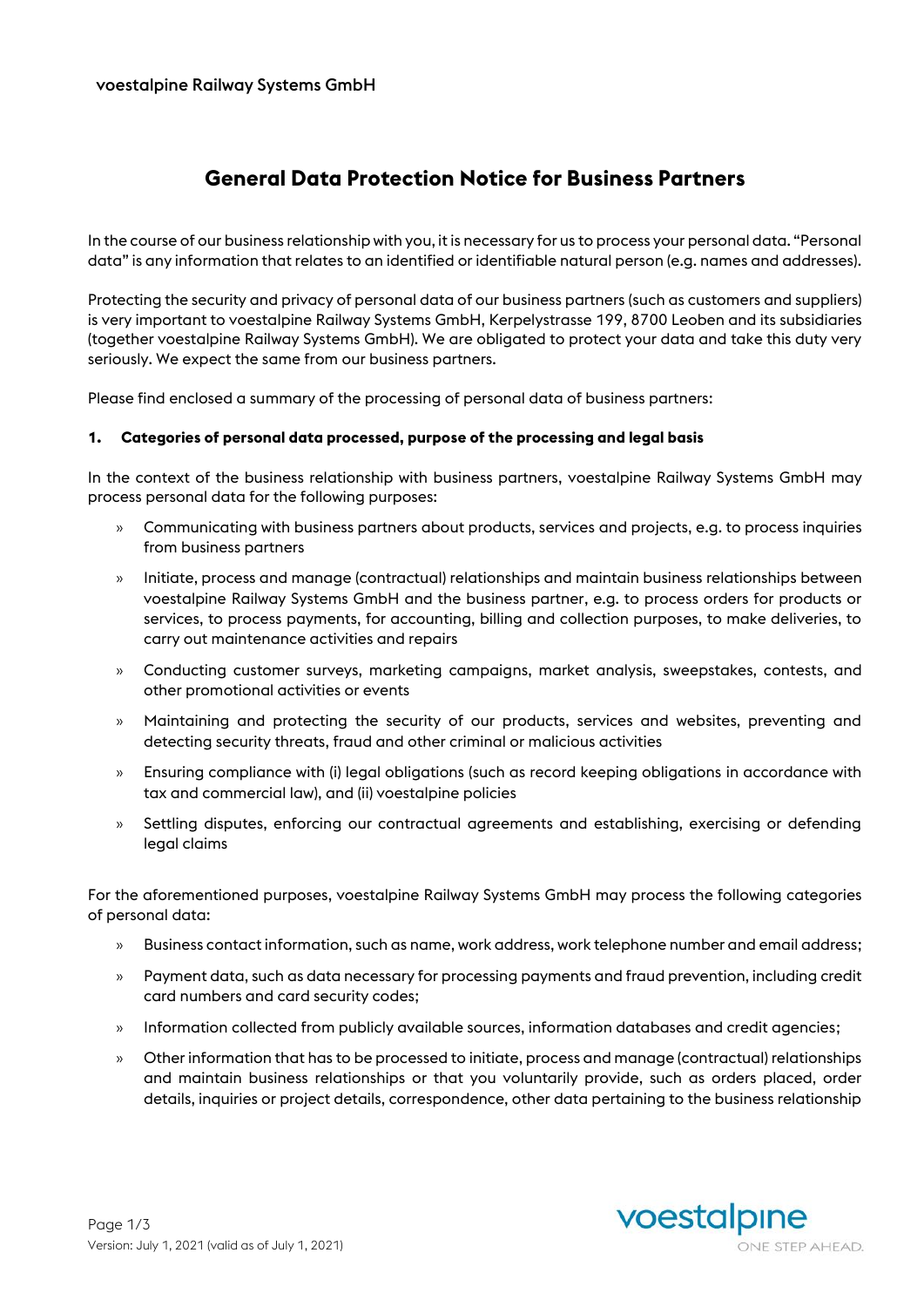voestalpine Railway Systems GmbH

# General Data Protection Notice for Business Partners

In the course of our business relationship with you, it is necessary for us to process your personal data. "Personal data" is any information that relates to an identified or identifiable natural person (e.g. names and addresses).

Protecting the security and privacy of personal data of our business partners (such as customers and suppliers) is very important to voestalpine Railway Systems GmbH, Kerpelystrasse 199, 8700 Leoben and its subsidiaries (together voestalpine Railway Systems GmbH). We are obligated to protect your data and take this duty very seriously. We expect the same from our business partners.

Please find enclosed a summary of the processing of personal data of business partners:

## 1. Categories of personal data processed, purpose of the processing and legal basis

In the context of the business relationship with business partners, voestalpine Railway Systems GmbH may process personal data for the following purposes:

- Communicating with business partners about products, services and projects, e.g. to process inquiries from business partners
- Initiate, process and manage (contractual) relationships and maintain business relationships between voestalpine Railway Systems GmbH and the business partner, e.g. to process orders for products or services, to process payments, for accounting, billing and collection purposes, to make deliveries, to carry out maintenance activities and repairs
- Conducting customer surveys, marketing campaigns, market analysis, sweepstakes, contests, and other promotional activities or events
- Maintaining and protecting the security of our products, services and websites, preventing and detecting security threats, fraud and other criminal or malicious activities
- Ensuring compliance with (i) legal obligations (such as record keeping obligations in accordance with tax and commercial law), and (ii) voestalpine policies
- Settling disputes, enforcing our contractual agreements and establishing, exercising or defending legal claims

For the aforementioned purposes, voestalpine Railway Systems GmbH may process the following categories of personal data:

- Business contact information, such as name, work address, work telephone number and email address;
- Payment data, such as data necessary for processing payments and fraud prevention, including credit card numbers and card security codes;
- Information collected from publicly available sources, information databases and credit agencies;
- Other information that has to be processed to initiate, process and manage (contractual) relationships and maintain business relationships or that you voluntarily provide, such as orders placed, order details, inquiries or project details, correspondence, other data pertaining to the business relationship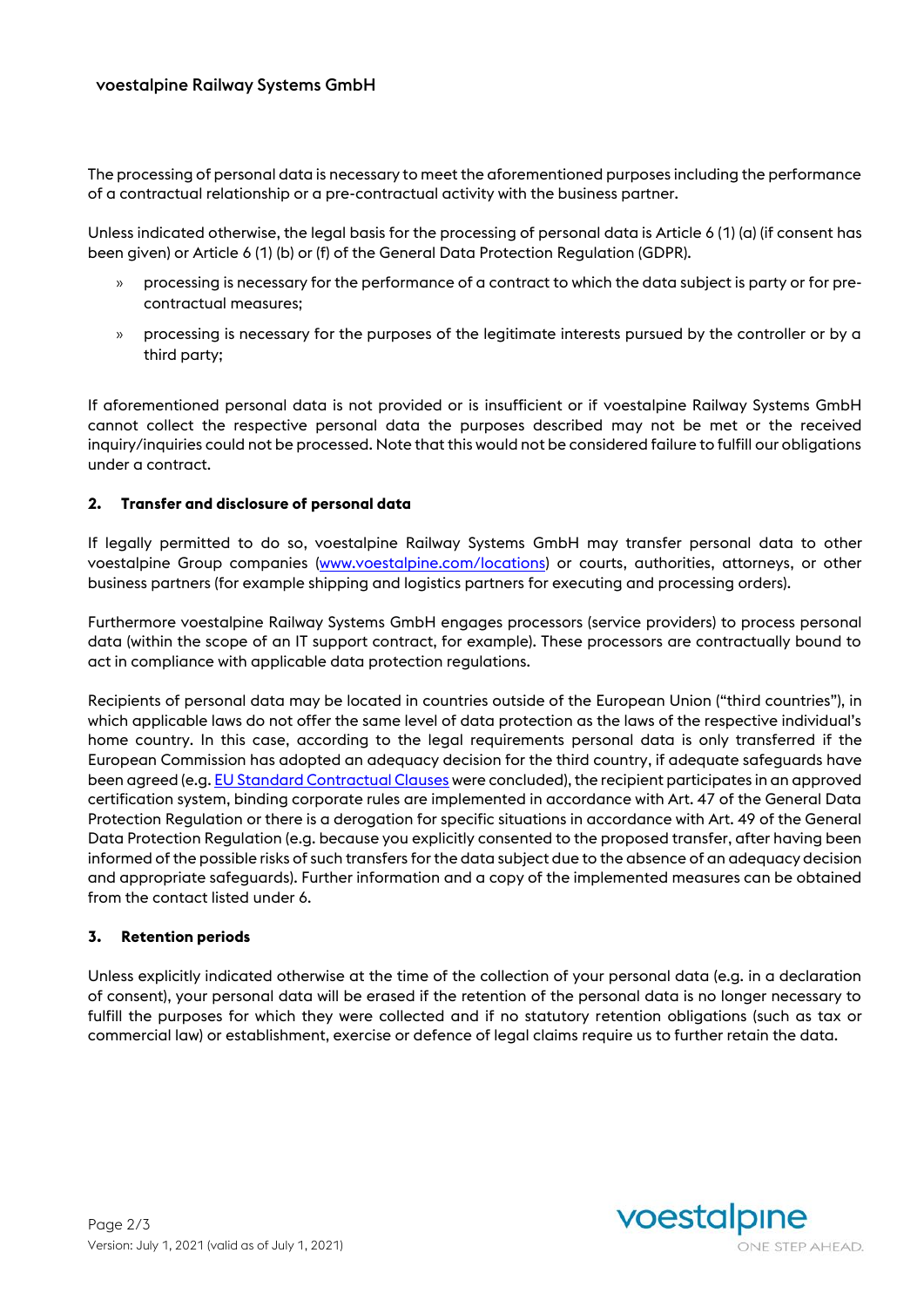The processing of personal data is necessary to meet the aforementioned purposes including the performance of a contractual relationship or a pre-contractual activity with the business partner.

Unless indicated otherwise, the legal basis for the processing of personal data is Article 6 (1) (a) (if consent has been given) or Article 6 (1) (b) or (f) of the General Data Protection Regulation (GDPR).

- processing is necessary for the performance of a contract to which the data subject is party or for pre-contractual measures;
- processing is necessary for the purposes of the legitimate interests pursued by the controller or by a third party;

If aforementioned personal data is not provided or is insufficient or if voestalpine Railway Systems GmbH cannot collect the respective personal data the purposes described may not be met or the received inquiry/inquiries could not be processed. Note that this would not be considered failure to fulfill our obligations under a contract.

## 2. Transfer and disclosure of personal data

If legally permitted to do so, voestalpine Railway Systems GmbH may transfer personal data to other voestalpine Group companies ([www.voestalpine.com/locations](www.voestalpine.com/locations)) or courts, authorities, attorneys, or other business partners (for example shipping and logistics partners for executing and processing orders).

Furthermore voestalpine Railway Systems GmbH engages processors (service providers) to process personal data (within the scope of an IT support contract, for example). These processors are contractually bound to act in compliance with applicable data protection regulations.

Recipients of personal data may be located in countries outside of the European Union ("third countries"), in which applicable laws do not offer the same level of data protection as the laws of the respective individual's home country. In this case, according to the legal requirements personal data is only transferred if the European Commission has adopted an adequacy decision for the third country, if adequate safeguards have been agreed (e.g. EU Standard Contractual Clauses were concluded), the recipient participates in an approved certification system, binding corporate rules are implemented in accordance with Art. 47 of the General Data Protection Regulation or there is a derogation for specific situations in accordance with Art. 49 of the General Data Protection Regulation (e.g. because you explicitly consented to the proposed transfer, after having been informed of the possible risks of such transfers for the data subject due to the absence of an adequacy decision and appropriate safeguards). Further information and a copy of the implemented measures can be obtained from the contact listed under 6.

## 3. Retention periods

Unless explicitly indicated otherwise at the time of the collection of your personal data (e.g. in a declaration of consent), your personal data will be erased if the retention of the personal data is no longer necessary to fulfill the purposes for which they were collected and if no statutory retention obligations (such as tax or commercial law) or establishment, exercise or defence of legal claims require us to further retain the data.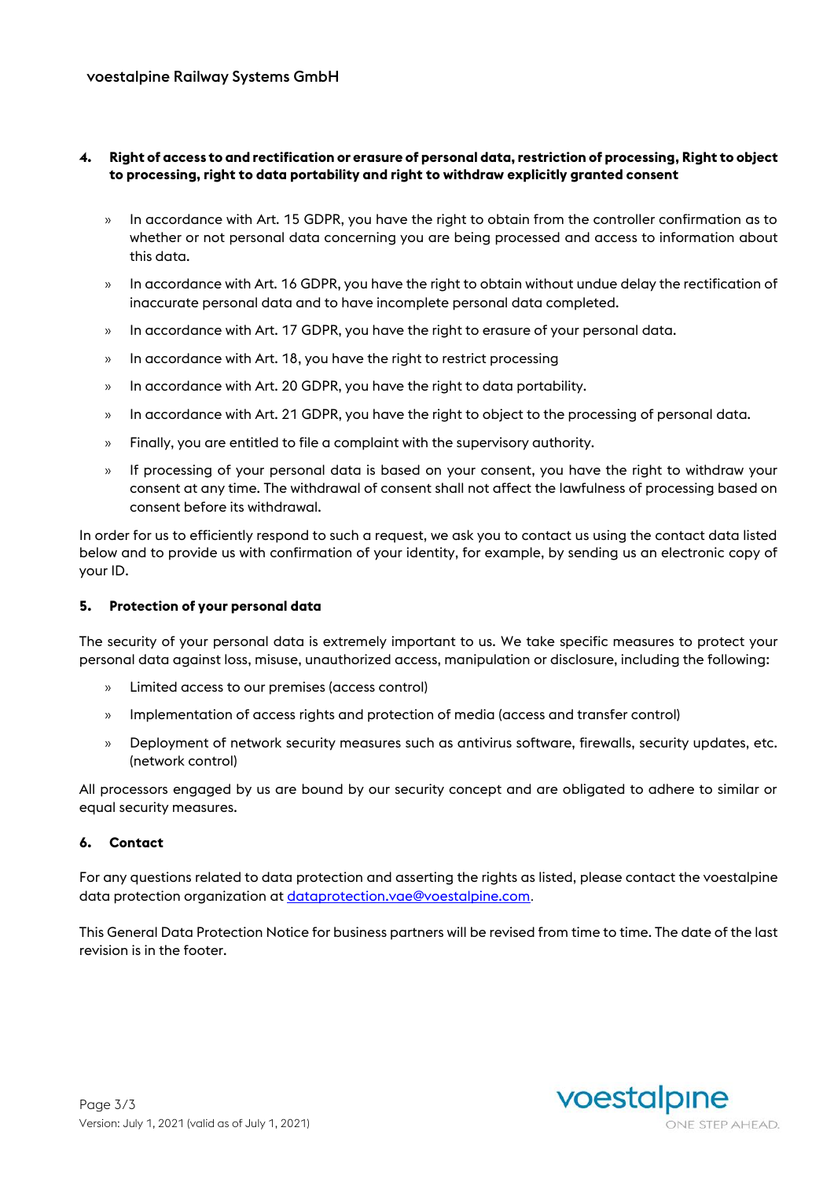## 4. Right of access to and rectification or erasure of personal data, restriction of processing, Right to object to processing, right to data portability and right to withdraw explicitly granted consent

- In accordance with Art. 15 GDPR, you have the right to obtain from the controller confirmation as to whether or not personal data concerning you are being processed and access to information about this data.
- In accordance with Art. 16 GDPR, you have the right to obtain without undue delay the rectification of inaccurate personal data and to have incomplete personal data completed.
- In accordance with Art. 17 GDPR, you have the right to erasure of your personal data.
- In accordance with Art. 18, you have the right to restrict processing
- In accordance with Art. 20 GDPR, you have the right to data portability.
- In accordance with Art. 21 GDPR, you have the right to object to the processing of personal data.
- Finally, you are entitled to file a complaint with the supervisory authority.
- If processing of your personal data is based on your consent, you have the right to withdraw your consent at any time. The withdrawal of consent shall not affect the lawfulness of processing based on consent before its withdrawal.

In order for us to efficiently respond to such a request, we ask you to contact us using the contact data listed below and to provide us with confirmation of your identity, for example, by sending us an electronic copy of your ID.

## 5. Protection of your personal data

The security of your personal data is extremely important to us. We take specific measures to protect your personal data against loss, misuse, unauthorized access, manipulation or disclosure, including the following:

- Limited access to our premises (access control)
- Implementation of access rights and protection of media (access and transfer control)
- Deployment of network security measures such as antivirus software, firewalls, security updates, etc. (network control)

All processors engaged by us are bound by our security concept and are obligated to adhere to similar or equal security measures.

## 6. Contact

For any questions related to data protection and asserting the rights as listed, please contact the voestalpine data protection organization at dataprotection.vae@voestalpine.com.

This General Data Protection Notice for business partners will be revised from time to time. The date of the last revision is in the footer.

Version: July 1, 2021 (valid as of July 1, 2021)